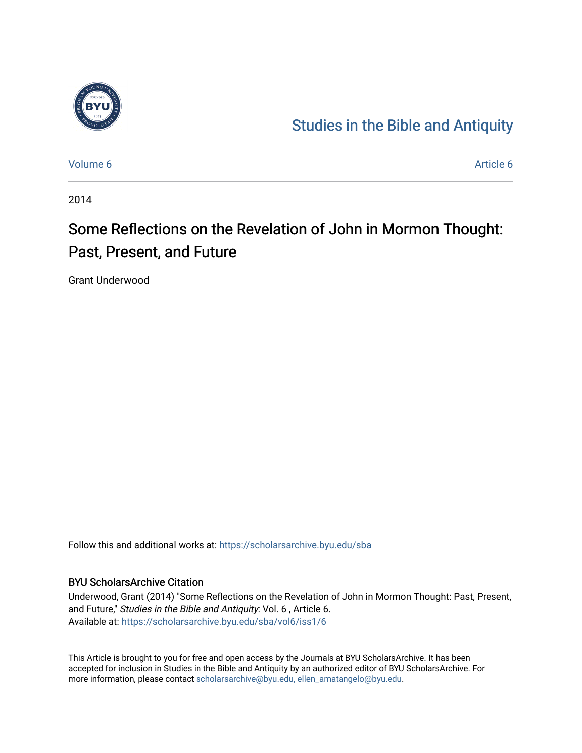Studies in the Bible and Antiquity

Volume 6

Article 6

2014

# Some Reflections on the Revelation of John in Mormon Thought: Past, Present, and Future

Grant Underwood

Follow this and additional works at: https://scholarsarchive.byu.edu/sba

## BYU ScholarsArchive Citation

Underwood, Grant (2014) "Some Reflections on the Revelation of John in Mormon Thought: Past, Present, and Future," *Studies in the Bible and Antiquity*: Vol. 6 , Article 6.
Available at: https://scholarsarchive.byu.edu/sba/vol6/iss1/6

This Article is brought to you for free and open access by the Journals at BYU ScholarsArchive. It has been accepted for inclusion in Studies in the Bible and Antiquity by an authorized editor of BYU ScholarsArchive. For more information, please contact scholarsarchive@byu.edu, ellen_amatangelo@byu.edu.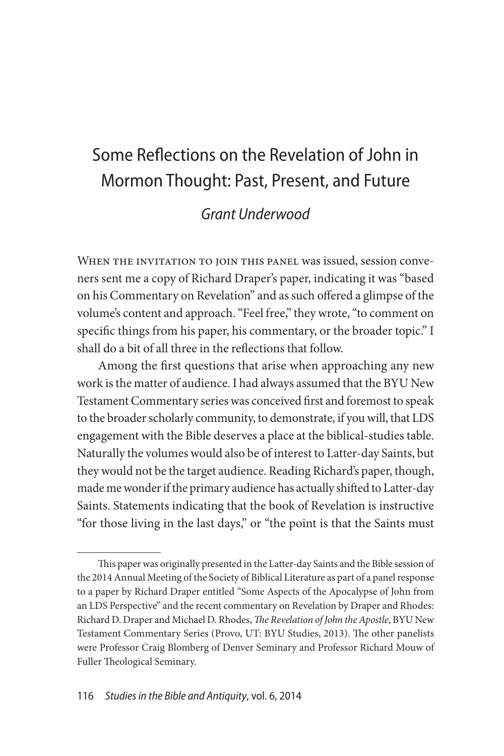# Some Reflections on the Revelation of John in Mormon Thought: Past, Present, and Future

*Grant Underwood*

When the invitation to join this panel was issued, session conveners sent me a copy of Richard Draper's paper, indicating it was "based on his Commentary on Revelation" and as such offered a glimpse of the volume's content and approach. "Feel free," they wrote, "to comment on specific things from his paper, his commentary, or the broader topic." I shall do a bit of all three in the reflections that follow.

Among the first questions that arise when approaching any new work is the matter of audience. I had always assumed that the BYU New Testament Commentary series was conceived first and foremost to speak to the broader scholarly community, to demonstrate, if you will, that LDS engagement with the Bible deserves a place at the biblical-studies table. Naturally the volumes would also be of interest to Latter-day Saints, but they would not be the target audience. Reading Richard's paper, though, made me wonder if the primary audience has actually shifted to Latter-day Saints. Statements indicating that the book of Revelation is instructive "for those living in the last days," or "the point is that the Saints must

---

This paper was originally presented in the Latter-day Saints and the Bible session of the 2014 Annual Meeting of the Society of Biblical Literature as part of a panel response to a paper by Richard Draper entitled "Some Aspects of the Apocalypse of John from an LDS Perspective" and the recent commentary on Revelation by Draper and Rhodes: Richard D. Draper and Michael D. Rhodes, *The Revelation of John the Apostle*, BYU New Testament Commentary Series (Provo, UT: BYU Studies, 2013). The other panelists were Professor Craig Blomberg of Denver Seminary and Professor Richard Mouw of Fuller Theological Seminary.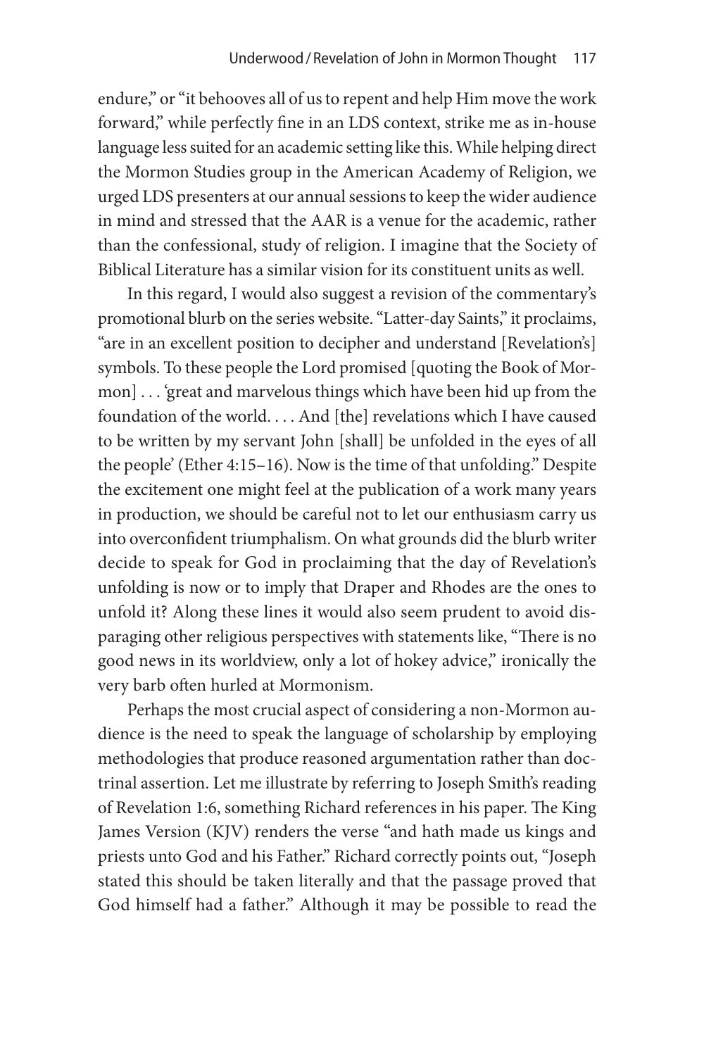endure," or "it behooves all of us to repent and help Him move the work forward," while perfectly fine in an LDS context, strike me as in-house language less suited for an academic setting like this. While helping direct the Mormon Studies group in the American Academy of Religion, we urged LDS presenters at our annual sessions to keep the wider audience in mind and stressed that the AAR is a venue for the academic, rather than the confessional, study of religion. I imagine that the Society of Biblical Literature has a similar vision for its constituent units as well.

In this regard, I would also suggest a revision of the commentary's promotional blurb on the series website. "Latter-day Saints," it proclaims, "are in an excellent position to decipher and understand [Revelation's] symbols. To these people the Lord promised [quoting the Book of Mormon] . . . 'great and marvelous things which have been hid up from the foundation of the world. . . . And [the] revelations which I have caused to be written by my servant John [shall] be unfolded in the eyes of all the people' (Ether 4:15–16). Now is the time of that unfolding." Despite the excitement one might feel at the publication of a work many years in production, we should be careful not to let our enthusiasm carry us into overconfident triumphalism. On what grounds did the blurb writer decide to speak for God in proclaiming that the day of Revelation's unfolding is now or to imply that Draper and Rhodes are the ones to unfold it? Along these lines it would also seem prudent to avoid disparaging other religious perspectives with statements like, "There is no good news in its worldview, only a lot of hokey advice," ironically the very barb often hurled at Mormonism.

Perhaps the most crucial aspect of considering a non-Mormon audience is the need to speak the language of scholarship by employing methodologies that produce reasoned argumentation rather than doctrinal assertion. Let me illustrate by referring to Joseph Smith's reading of Revelation 1:6, something Richard references in his paper. The King James Version (KJV) renders the verse "and hath made us kings and priests unto God and his Father." Richard correctly points out, "Joseph stated this should be taken literally and that the passage proved that God himself had a father." Although it may be possible to read the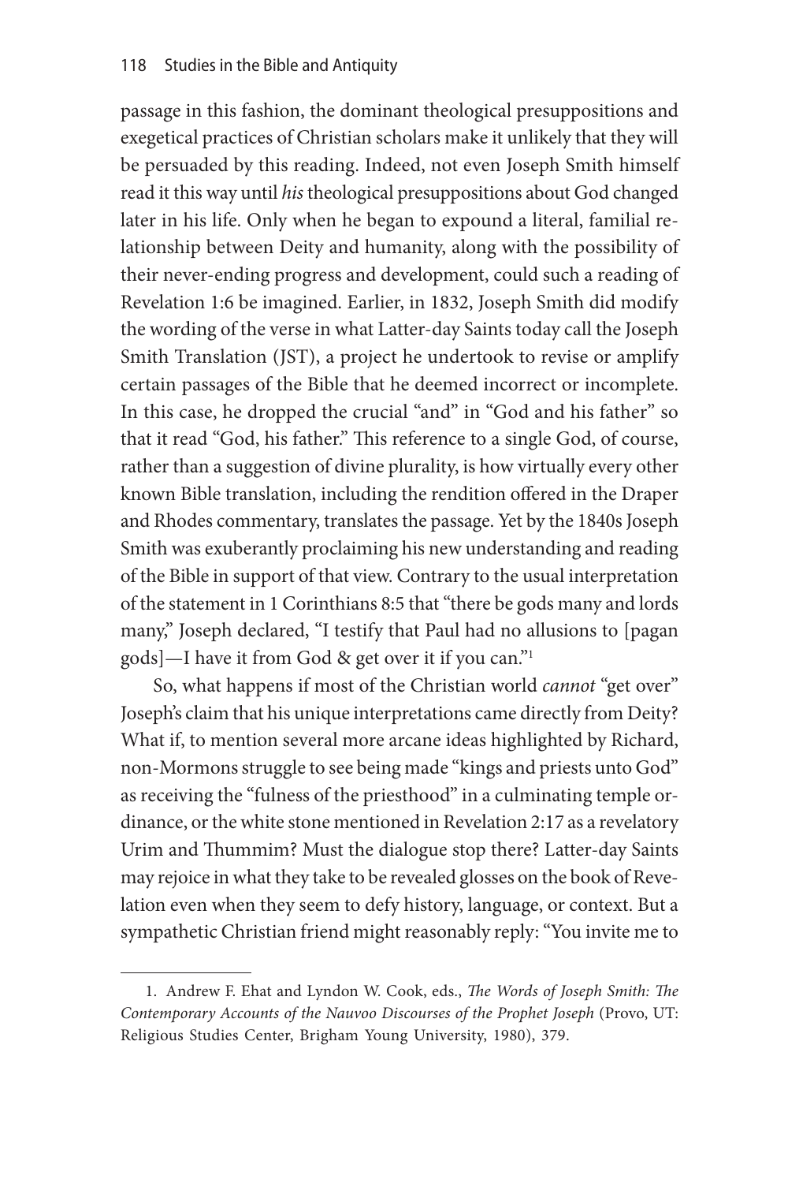passage in this fashion, the dominant theological presuppositions and exegetical practices of Christian scholars make it unlikely that they will be persuaded by this reading. Indeed, not even Joseph Smith himself read it this way until *his* theological presuppositions about God changed later in his life. Only when he began to expound a literal, familial relationship between Deity and humanity, along with the possibility of their never-ending progress and development, could such a reading of Revelation 1:6 be imagined. Earlier, in 1832, Joseph Smith did modify the wording of the verse in what Latter-day Saints today call the Joseph Smith Translation (JST), a project he undertook to revise or amplify certain passages of the Bible that he deemed incorrect or incomplete. In this case, he dropped the crucial "and" in "God and his father" so that it read "God, his father." This reference to a single God, of course, rather than a suggestion of divine plurality, is how virtually every other known Bible translation, including the rendition offered in the Draper and Rhodes commentary, translates the passage. Yet by the 1840s Joseph Smith was exuberantly proclaiming his new understanding and reading of the Bible in support of that view. Contrary to the usual interpretation of the statement in 1 Corinthians 8:5 that "there be gods many and lords many," Joseph declared, "I testify that Paul had no allusions to [pagan gods]—I have it from God & get over it if you can."[1]

So, what happens if most of the Christian world *cannot* "get over" Joseph's claim that his unique interpretations came directly from Deity? What if, to mention several more arcane ideas highlighted by Richard, non-Mormons struggle to see being made "kings and priests unto God" as receiving the "fulness of the priesthood" in a culminating temple ordinance, or the white stone mentioned in Revelation 2:17 as a revelatory Urim and Thummim? Must the dialogue stop there? Latter-day Saints may rejoice in what they take to be revealed glosses on the book of Revelation even when they seem to defy history, language, or context. But a sympathetic Christian friend might reasonably reply: "You invite me to

---

1. Andrew F. Ehat and Lyndon W. Cook, eds., *The Words of Joseph Smith: The Contemporary Accounts of the Nauvoo Discourses of the Prophet Joseph* (Provo, UT: Religious Studies Center, Brigham Young University, 1980), 379.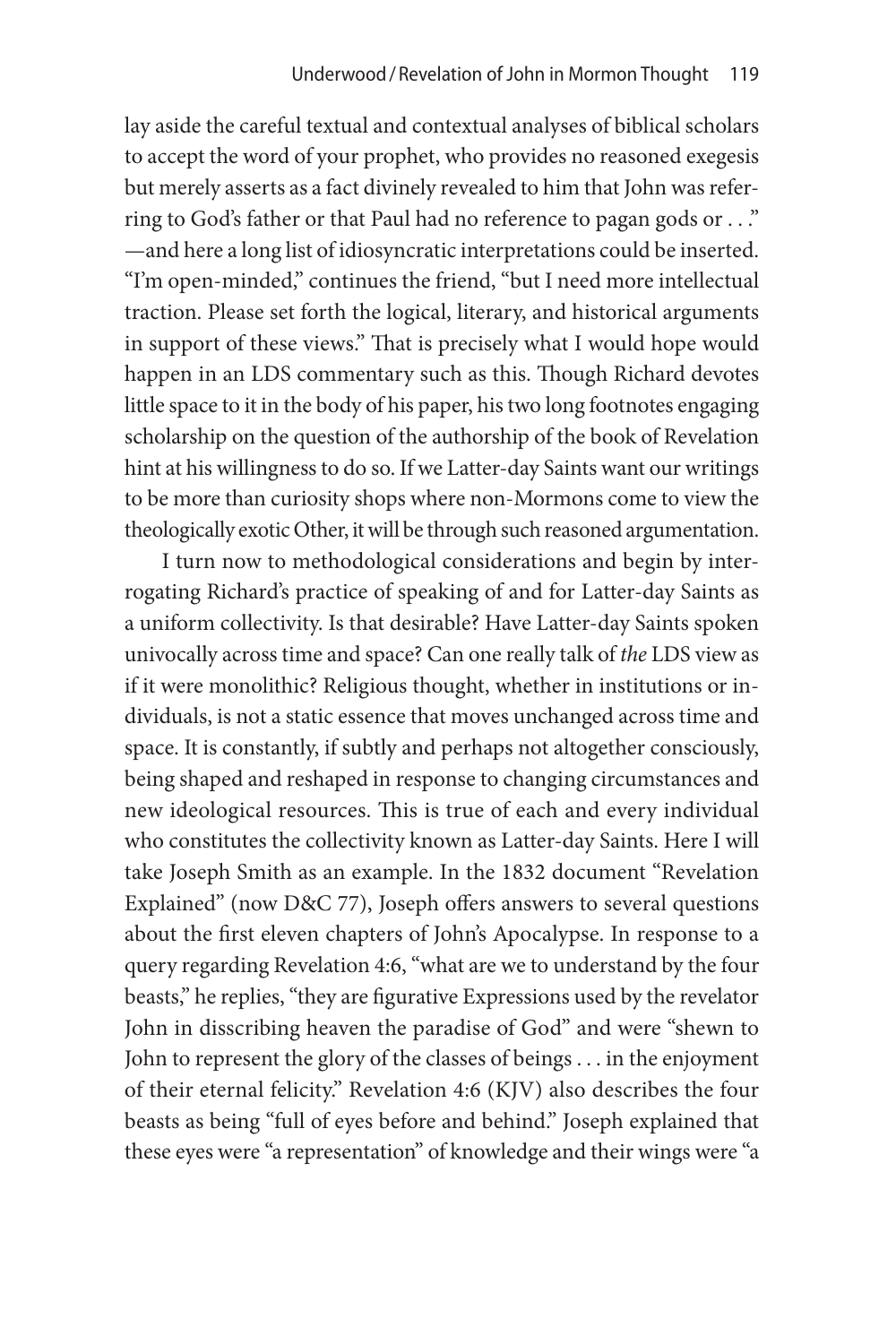lay aside the careful textual and contextual analyses of biblical scholars to accept the word of your prophet, who provides no reasoned exegesis but merely asserts as a fact divinely revealed to him that John was referring to God's father or that Paul had no reference to pagan gods or . . ." —and here a long list of idiosyncratic interpretations could be inserted. "I'm open-minded," continues the friend, "but I need more intellectual traction. Please set forth the logical, literary, and historical arguments in support of these views." That is precisely what I would hope would happen in an LDS commentary such as this. Though Richard devotes little space to it in the body of his paper, his two long footnotes engaging scholarship on the question of the authorship of the book of Revelation hint at his willingness to do so. If we Latter-day Saints want our writings to be more than curiosity shops where non-Mormons come to view the theologically exotic Other, it will be through such reasoned argumentation.

I turn now to methodological considerations and begin by interrogating Richard's practice of speaking of and for Latter-day Saints as a uniform collectivity. Is that desirable? Have Latter-day Saints spoken univocally across time and space? Can one really talk of *the* LDS view as if it were monolithic? Religious thought, whether in institutions or individuals, is not a static essence that moves unchanged across time and space. It is constantly, if subtly and perhaps not altogether consciously, being shaped and reshaped in response to changing circumstances and new ideological resources. This is true of each and every individual who constitutes the collectivity known as Latter-day Saints. Here I will take Joseph Smith as an example. In the 1832 document "Revelation Explained" (now D&C 77), Joseph offers answers to several questions about the first eleven chapters of John's Apocalypse. In response to a query regarding Revelation 4:6, "what are we to understand by the four beasts," he replies, "they are figurative Expressions used by the revelator John in disscribing heaven the paradise of God" and were "shewn to John to represent the glory of the classes of beings . . . in the enjoyment of their eternal felicity." Revelation 4:6 (KJV) also describes the four beasts as being "full of eyes before and behind." Joseph explained that these eyes were "a representation" of knowledge and their wings were "a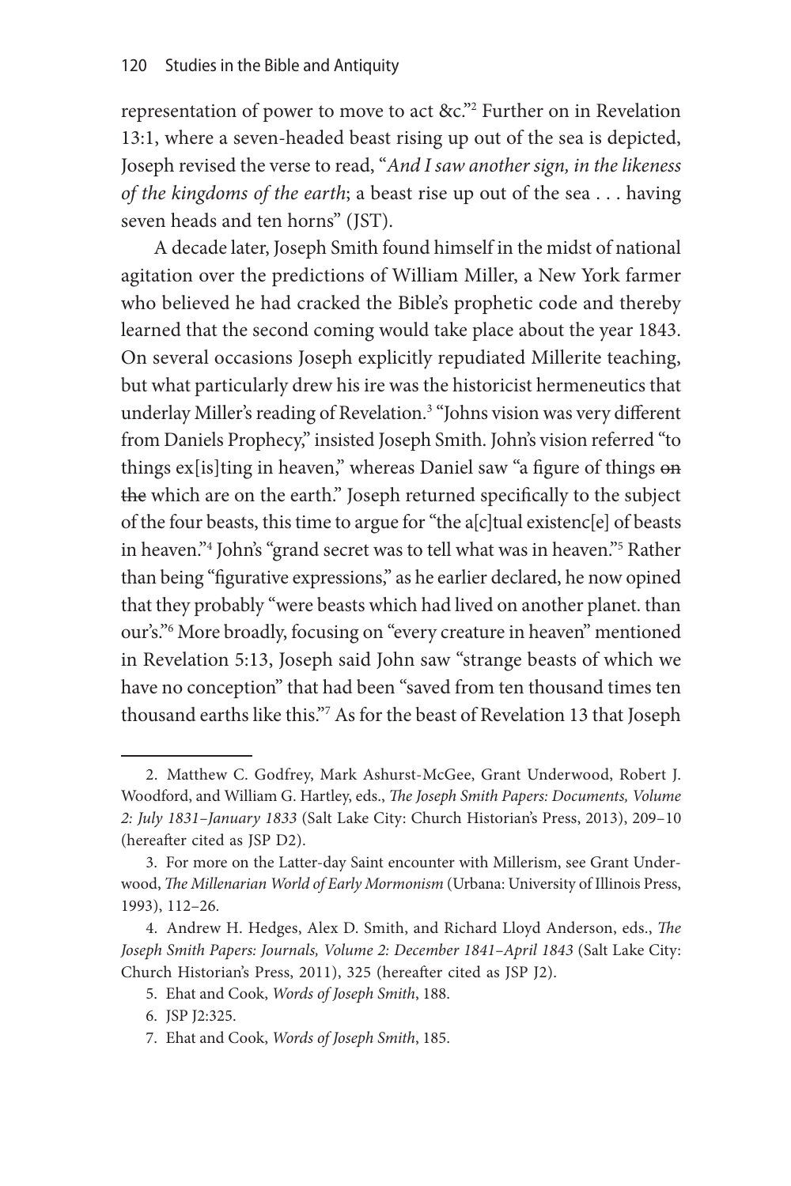representation of power to move to act &c."[2] Further on in Revelation 13:1, where a seven-headed beast rising up out of the sea is depicted, Joseph revised the verse to read, "*And I saw another sign, in the likeness of the kingdoms of the earth*; a beast rise up out of the sea . . . having seven heads and ten horns" (JST).

A decade later, Joseph Smith found himself in the midst of national agitation over the predictions of William Miller, a New York farmer who believed he had cracked the Bible's prophetic code and thereby learned that the second coming would take place about the year 1843. On several occasions Joseph explicitly repudiated Millerite teaching, but what particularly drew his ire was the historicist hermeneutics that underlay Miller's reading of Revelation.[3] "Johns vision was very different from Daniels Prophecy," insisted Joseph Smith. John's vision referred "to things ex[is]ting in heaven," whereas Daniel saw "a figure of things ~~on the~~ which are on the earth." Joseph returned specifically to the subject of the four beasts, this time to argue for "the a[c]tual existenc[e] of beasts in heaven."[4] John's "grand secret was to tell what was in heaven."[5] Rather than being "figurative expressions," as he earlier declared, he now opined that they probably "were beasts which had lived on another planet. than our's."[6] More broadly, focusing on "every creature in heaven" mentioned in Revelation 5:13, Joseph said John saw "strange beasts of which we have no conception" that had been "saved from ten thousand times ten thousand earths like this."[7] As for the beast of Revelation 13 that Joseph

---

2. Matthew C. Godfrey, Mark Ashurst-McGee, Grant Underwood, Robert J. Woodford, and William G. Hartley, eds., *The Joseph Smith Papers: Documents, Volume 2: July 1831–January 1833* (Salt Lake City: Church Historian's Press, 2013), 209–10 (hereafter cited as JSP D2).

3. For more on the Latter-day Saint encounter with Millerism, see Grant Underwood, *The Millenarian World of Early Mormonism* (Urbana: University of Illinois Press, 1993), 112–26.

4. Andrew H. Hedges, Alex D. Smith, and Richard Lloyd Anderson, eds., *The Joseph Smith Papers: Journals, Volume 2: December 1841–April 1843* (Salt Lake City: Church Historian's Press, 2011), 325 (hereafter cited as JSP J2).

5. Ehat and Cook, *Words of Joseph Smith*, 188.

6. JSP J2:325.

7. Ehat and Cook, *Words of Joseph Smith*, 185.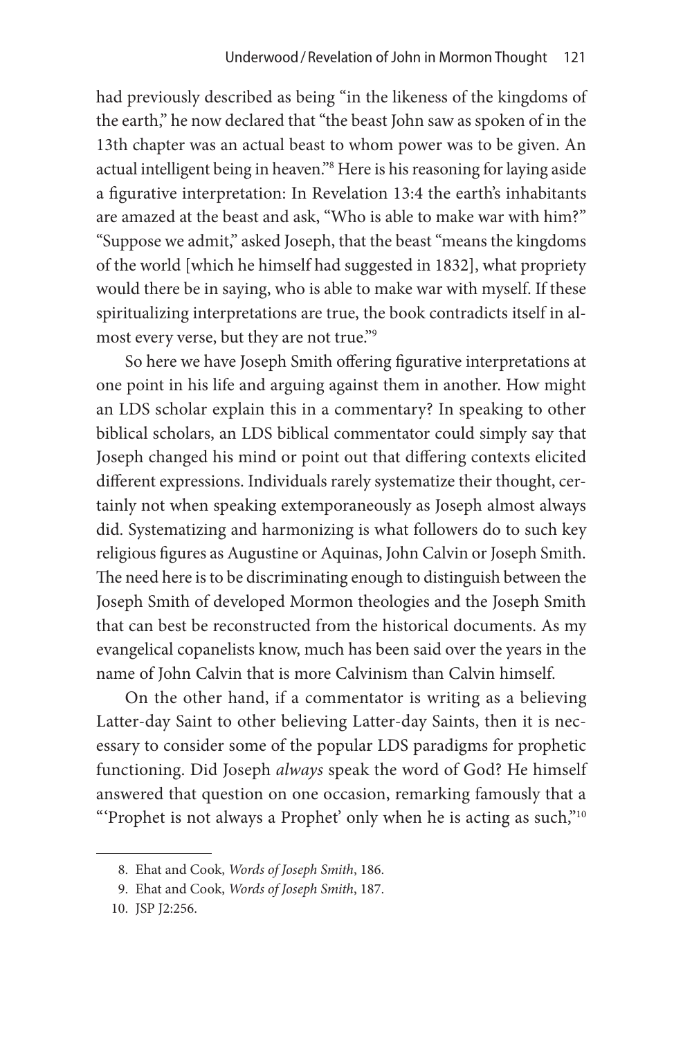had previously described as being "in the likeness of the kingdoms of the earth," he now declared that "the beast John saw as spoken of in the 13th chapter was an actual beast to whom power was to be given. An actual intelligent being in heaven."[8] Here is his reasoning for laying aside a figurative interpretation: In Revelation 13:4 the earth's inhabitants are amazed at the beast and ask, "Who is able to make war with him?" "Suppose we admit," asked Joseph, that the beast "means the kingdoms of the world [which he himself had suggested in 1832], what propriety would there be in saying, who is able to make war with myself. If these spiritualizing interpretations are true, the book contradicts itself in almost every verse, but they are not true."[9]

So here we have Joseph Smith offering figurative interpretations at one point in his life and arguing against them in another. How might an LDS scholar explain this in a commentary? In speaking to other biblical scholars, an LDS biblical commentator could simply say that Joseph changed his mind or point out that differing contexts elicited different expressions. Individuals rarely systematize their thought, certainly not when speaking extemporaneously as Joseph almost always did. Systematizing and harmonizing is what followers do to such key religious figures as Augustine or Aquinas, John Calvin or Joseph Smith. The need here is to be discriminating enough to distinguish between the Joseph Smith of developed Mormon theologies and the Joseph Smith that can best be reconstructed from the historical documents. As my evangelical copanelists know, much has been said over the years in the name of John Calvin that is more Calvinism than Calvin himself.

On the other hand, if a commentator is writing as a believing Latter-day Saint to other believing Latter-day Saints, then it is necessary to consider some of the popular LDS paradigms for prophetic functioning. Did Joseph *always* speak the word of God? He himself answered that question on one occasion, remarking famously that a "'Prophet is not always a Prophet' only when he is acting as such,"[10]

---

8. Ehat and Cook, *Words of Joseph Smith*, 186.
9. Ehat and Cook, *Words of Joseph Smith*, 187.
10. JSP J2:256.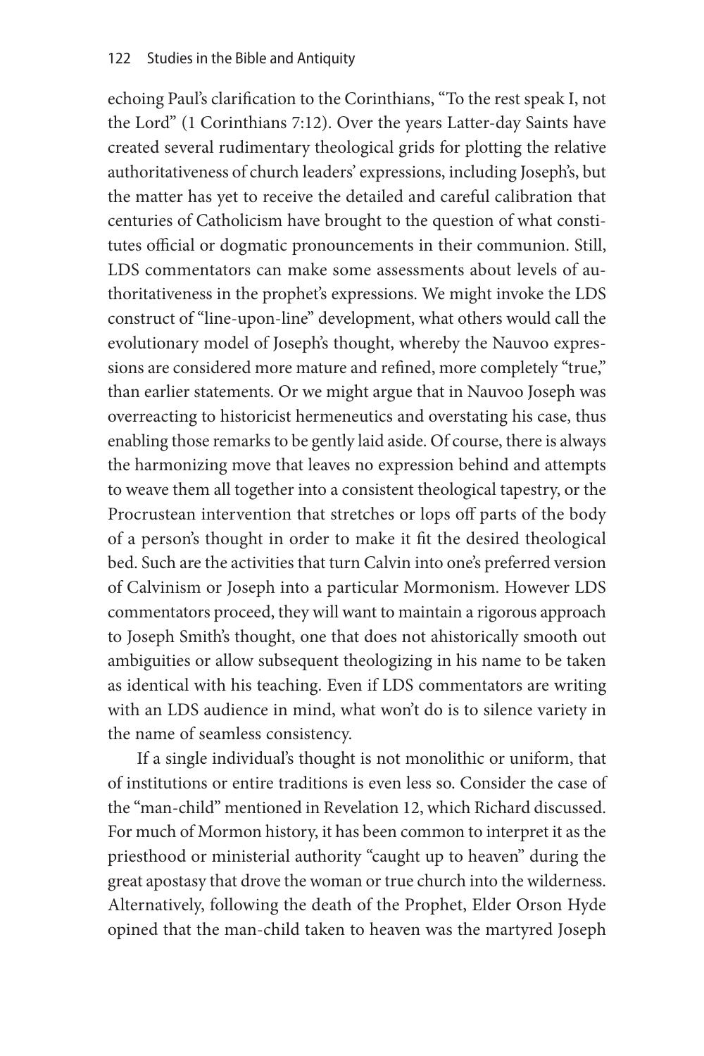echoing Paul's clarification to the Corinthians, "To the rest speak I, not the Lord" (1 Corinthians 7:12). Over the years Latter-day Saints have created several rudimentary theological grids for plotting the relative authoritativeness of church leaders' expressions, including Joseph's, but the matter has yet to receive the detailed and careful calibration that centuries of Catholicism have brought to the question of what constitutes official or dogmatic pronouncements in their communion. Still, LDS commentators can make some assessments about levels of authoritativeness in the prophet's expressions. We might invoke the LDS construct of "line-upon-line" development, what others would call the evolutionary model of Joseph's thought, whereby the Nauvoo expressions are considered more mature and refined, more completely "true," than earlier statements. Or we might argue that in Nauvoo Joseph was overreacting to historicist hermeneutics and overstating his case, thus enabling those remarks to be gently laid aside. Of course, there is always the harmonizing move that leaves no expression behind and attempts to weave them all together into a consistent theological tapestry, or the Procrustean intervention that stretches or lops off parts of the body of a person's thought in order to make it fit the desired theological bed. Such are the activities that turn Calvin into one's preferred version of Calvinism or Joseph into a particular Mormonism. However LDS commentators proceed, they will want to maintain a rigorous approach to Joseph Smith's thought, one that does not ahistorically smooth out ambiguities or allow subsequent theologizing in his name to be taken as identical with his teaching. Even if LDS commentators are writing with an LDS audience in mind, what won't do is to silence variety in the name of seamless consistency.

If a single individual's thought is not monolithic or uniform, that of institutions or entire traditions is even less so. Consider the case of the "man-child" mentioned in Revelation 12, which Richard discussed. For much of Mormon history, it has been common to interpret it as the priesthood or ministerial authority "caught up to heaven" during the great apostasy that drove the woman or true church into the wilderness. Alternatively, following the death of the Prophet, Elder Orson Hyde opined that the man-child taken to heaven was the martyred Joseph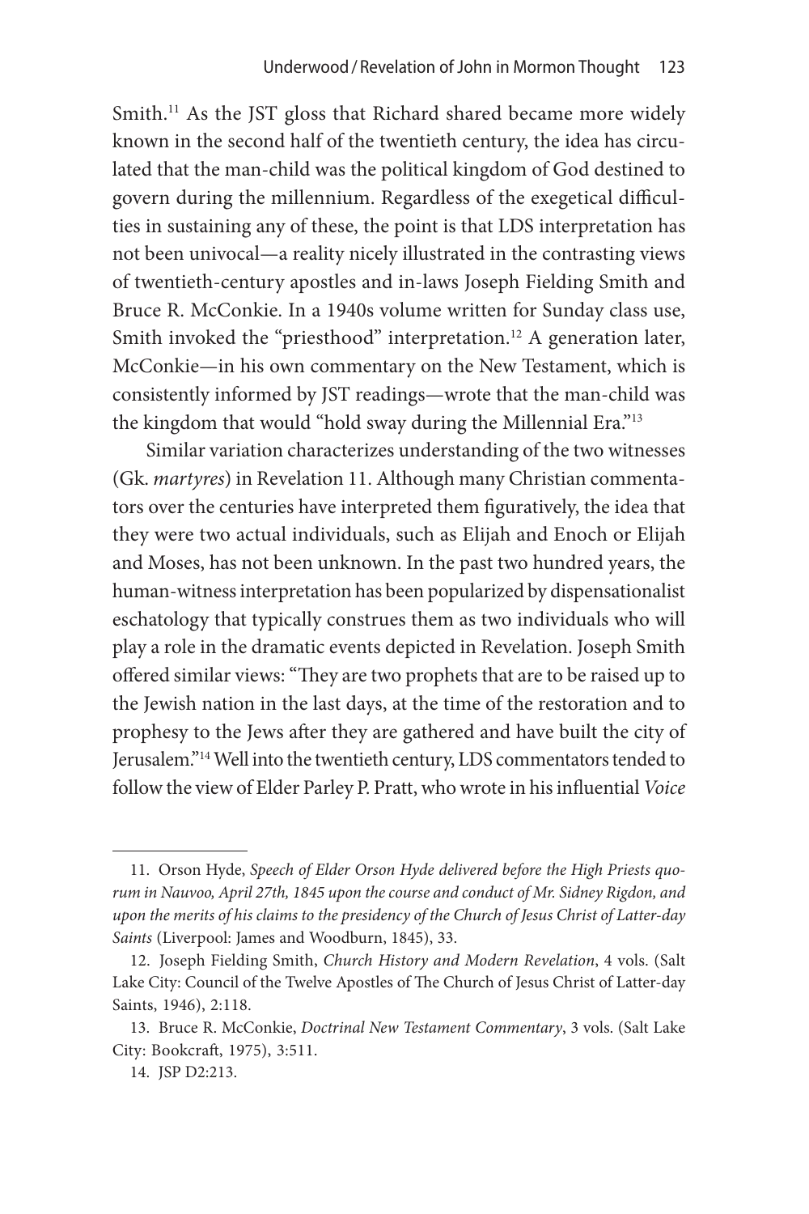Smith.[11] As the JST gloss that Richard shared became more widely known in the second half of the twentieth century, the idea has circulated that the man-child was the political kingdom of God destined to govern during the millennium. Regardless of the exegetical difficulties in sustaining any of these, the point is that LDS interpretation has not been univocal—a reality nicely illustrated in the contrasting views of twentieth-century apostles and in-laws Joseph Fielding Smith and Bruce R. McConkie. In a 1940s volume written for Sunday class use, Smith invoked the "priesthood" interpretation.[12] A generation later, McConkie—in his own commentary on the New Testament, which is consistently informed by JST readings—wrote that the man-child was the kingdom that would "hold sway during the Millennial Era."[13]

Similar variation characterizes understanding of the two witnesses (Gk. *martyres*) in Revelation 11. Although many Christian commentators over the centuries have interpreted them figuratively, the idea that they were two actual individuals, such as Elijah and Enoch or Elijah and Moses, has not been unknown. In the past two hundred years, the human-witness interpretation has been popularized by dispensationalist eschatology that typically construes them as two individuals who will play a role in the dramatic events depicted in Revelation. Joseph Smith offered similar views: "They are two prophets that are to be raised up to the Jewish nation in the last days, at the time of the restoration and to prophesy to the Jews after they are gathered and have built the city of Jerusalem."[14] Well into the twentieth century, LDS commentators tended to follow the view of Elder Parley P. Pratt, who wrote in his influential *Voice*

---

11. Orson Hyde, *Speech of Elder Orson Hyde delivered before the High Priests quorum in Nauvoo, April 27th, 1845 upon the course and conduct of Mr. Sidney Rigdon, and upon the merits of his claims to the presidency of the Church of Jesus Christ of Latter-day Saints* (Liverpool: James and Woodburn, 1845), 33.

12. Joseph Fielding Smith, *Church History and Modern Revelation*, 4 vols. (Salt Lake City: Council of the Twelve Apostles of The Church of Jesus Christ of Latter-day Saints, 1946), 2:118.

13. Bruce R. McConkie, *Doctrinal New Testament Commentary*, 3 vols. (Salt Lake City: Bookcraft, 1975), 3:511.

14. JSP D2:213.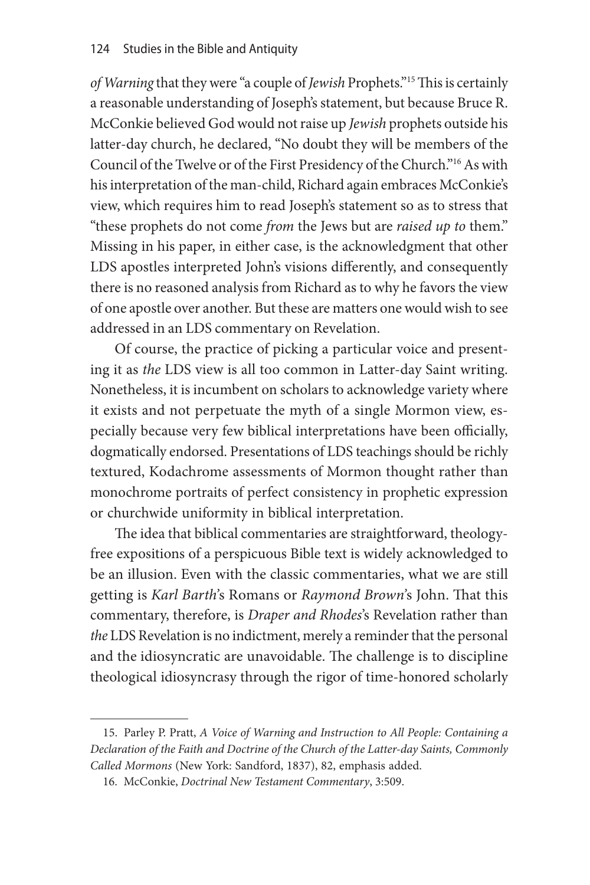*of Warning* that they were "a couple of *Jewish* Prophets."[15] This is certainly a reasonable understanding of Joseph's statement, but because Bruce R. McConkie believed God would not raise up *Jewish* prophets outside his latter-day church, he declared, "No doubt they will be members of the Council of the Twelve or of the First Presidency of the Church."[16] As with his interpretation of the man-child, Richard again embraces McConkie's view, which requires him to read Joseph's statement so as to stress that "these prophets do not come *from* the Jews but are *raised up to* them." Missing in his paper, in either case, is the acknowledgment that other LDS apostles interpreted John's visions differently, and consequently there is no reasoned analysis from Richard as to why he favors the view of one apostle over another. But these are matters one would wish to see addressed in an LDS commentary on Revelation.

Of course, the practice of picking a particular voice and presenting it as *the* LDS view is all too common in Latter-day Saint writing. Nonetheless, it is incumbent on scholars to acknowledge variety where it exists and not perpetuate the myth of a single Mormon view, especially because very few biblical interpretations have been officially, dogmatically endorsed. Presentations of LDS teachings should be richly textured, Kodachrome assessments of Mormon thought rather than monochrome portraits of perfect consistency in prophetic expression or churchwide uniformity in biblical interpretation.

The idea that biblical commentaries are straightforward, theology-free expositions of a perspicuous Bible text is widely acknowledged to be an illusion. Even with the classic commentaries, what we are still getting is *Karl Barth*'s Romans or *Raymond Brown*'s John. That this commentary, therefore, is *Draper and Rhodes*'s Revelation rather than *the* LDS Revelation is no indictment, merely a reminder that the personal and the idiosyncratic are unavoidable. The challenge is to discipline theological idiosyncrasy through the rigor of time-honored scholarly

15. Parley P. Pratt, *A Voice of Warning and Instruction to All People: Containing a Declaration of the Faith and Doctrine of the Church of the Latter-day Saints, Commonly Called Mormons* (New York: Sandford, 1837), 82, emphasis added.

16. McConkie, *Doctrinal New Testament Commentary*, 3:509.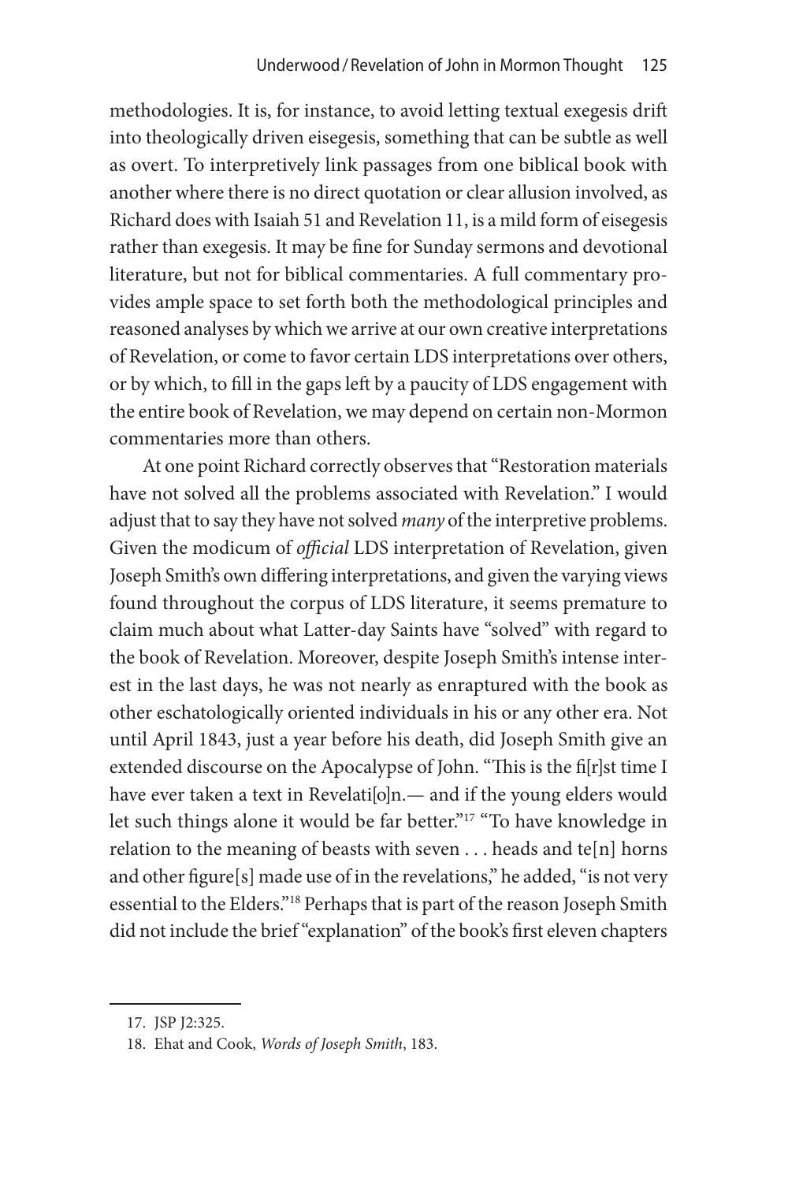methodologies. It is, for instance, to avoid letting textual exegesis drift into theologically driven eisegesis, something that can be subtle as well as overt. To interpretively link passages from one biblical book with another where there is no direct quotation or clear allusion involved, as Richard does with Isaiah 51 and Revelation 11, is a mild form of eisegesis rather than exegesis. It may be fine for Sunday sermons and devotional literature, but not for biblical commentaries. A full commentary provides ample space to set forth both the methodological principles and reasoned analyses by which we arrive at our own creative interpretations of Revelation, or come to favor certain LDS interpretations over others, or by which, to fill in the gaps left by a paucity of LDS engagement with the entire book of Revelation, we may depend on certain non-Mormon commentaries more than others.

At one point Richard correctly observes that "Restoration materials have not solved all the problems associated with Revelation." I would adjust that to say they have not solved *many* of the interpretive problems. Given the modicum of *official* LDS interpretation of Revelation, given Joseph Smith's own differing interpretations, and given the varying views found throughout the corpus of LDS literature, it seems premature to claim much about what Latter-day Saints have "solved" with regard to the book of Revelation. Moreover, despite Joseph Smith's intense interest in the last days, he was not nearly as enraptured with the book as other eschatologically oriented individuals in his or any other era. Not until April 1843, just a year before his death, did Joseph Smith give an extended discourse on the Apocalypse of John. "This is the fi[r]st time I have ever taken a text in Revelati[o]n.— and if the young elders would let such things alone it would be far better."[17] "To have knowledge in relation to the meaning of beasts with seven . . . heads and te[n] horns and other figure[s] made use of in the revelations," he added, "is not very essential to the Elders."[18] Perhaps that is part of the reason Joseph Smith did not include the brief "explanation" of the book's first eleven chapters

---

17. JSP J2:325.

18. Ehat and Cook, *Words of Joseph Smith*, 183.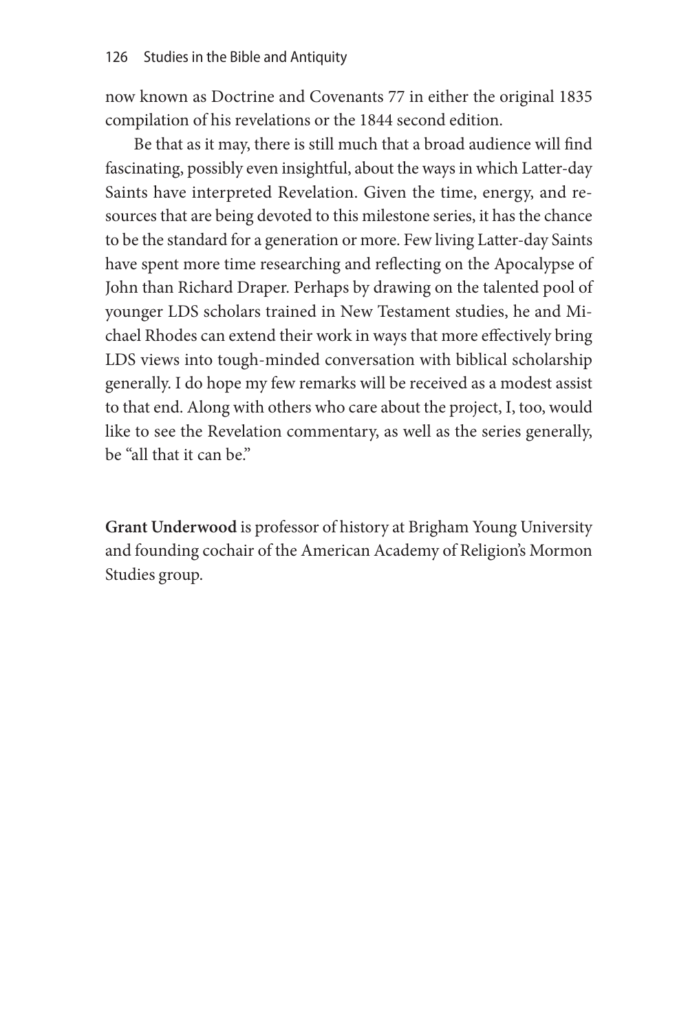now known as Doctrine and Covenants 77 in either the original 1835 compilation of his revelations or the 1844 second edition.

Be that as it may, there is still much that a broad audience will find fascinating, possibly even insightful, about the ways in which Latter-day Saints have interpreted Revelation. Given the time, energy, and resources that are being devoted to this milestone series, it has the chance to be the standard for a generation or more. Few living Latter-day Saints have spent more time researching and reflecting on the Apocalypse of John than Richard Draper. Perhaps by drawing on the talented pool of younger LDS scholars trained in New Testament studies, he and Michael Rhodes can extend their work in ways that more effectively bring LDS views into tough-minded conversation with biblical scholarship generally. I do hope my few remarks will be received as a modest assist to that end. Along with others who care about the project, I, too, would like to see the Revelation commentary, as well as the series generally, be "all that it can be."

**Grant Underwood** is professor of history at Brigham Young University and founding cochair of the American Academy of Religion's Mormon Studies group.